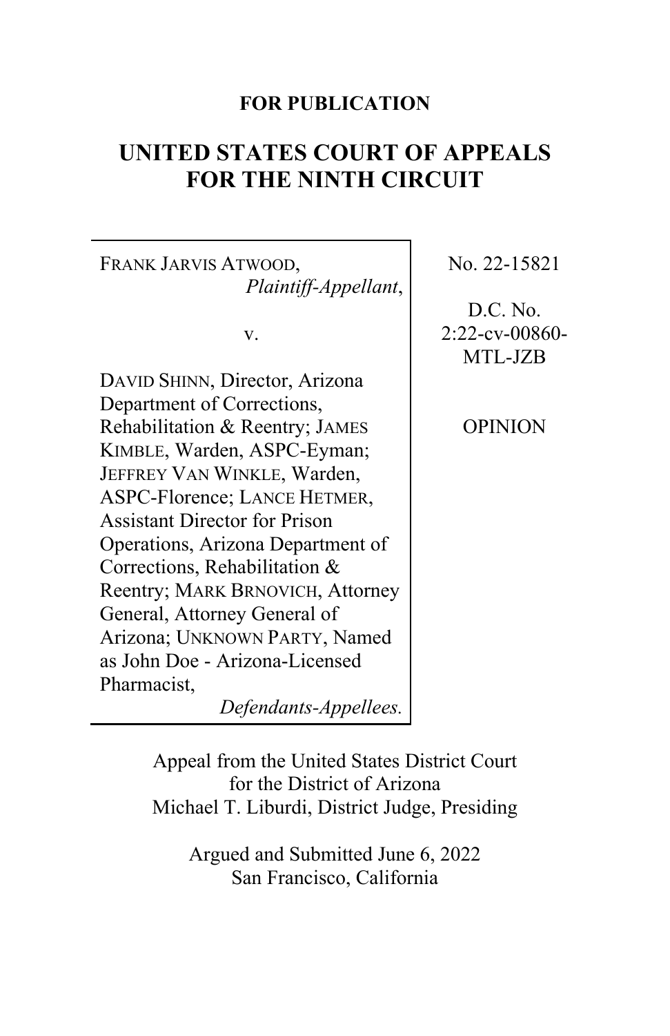**FOR PUBLICATION**

# UNITED STATES COURT OF APPEALS FOR THE NINTH CIRCUIT

| | |
|---|---|
| FRANK JARVIS ATWOOD, *Plaintiff-Appellant*,<br><br>v.<br><br>DAVID SHINN, Director, Arizona Department of Corrections, Rehabilitation & Reentry; JAMES KIMBLE, Warden, ASPC-Eyman; JEFFREY VAN WINKLE, Warden, ASPC-Florence; LANCE HETMER, Assistant Director for Prison Operations, Arizona Department of Corrections, Rehabilitation & Reentry; MARK BRNOVICH, Attorney General, Attorney General of Arizona; UNKNOWN PARTY, Named as John Doe - Arizona-Licensed Pharmacist,<br>*Defendants-Appellees.* | No. 22-15821<br><br>D.C. No. 2:22-cv-00860-MTL-JZB<br><br>OPINION |

Appeal from the United States District Court for the District of Arizona
Michael T. Liburdi, District Judge, Presiding

Argued and Submitted June 6, 2022
San Francisco, California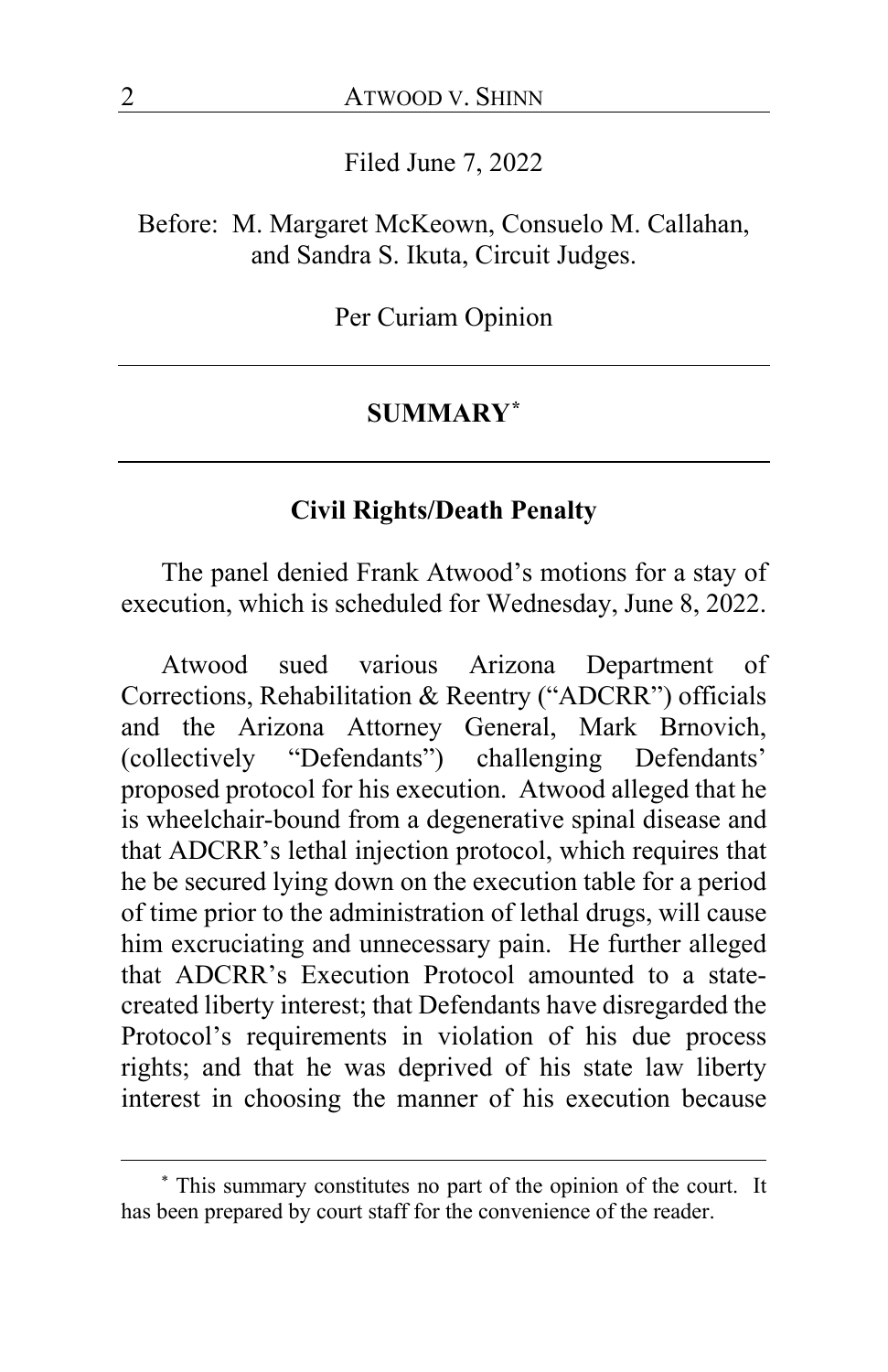Filed June 7, 2022

Before: M. Margaret McKeown, Consuelo M. Callahan, and Sandra S. Ikuta, Circuit Judges.

Per Curiam Opinion

---

## SUMMARY[*]

---

### Civil Rights/Death Penalty

The panel denied Frank Atwood's motions for a stay of execution, which is scheduled for Wednesday, June 8, 2022.

Atwood sued various Arizona Department of Corrections, Rehabilitation & Reentry ("ADCRR") officials and the Arizona Attorney General, Mark Brnovich, (collectively "Defendants") challenging Defendants' proposed protocol for his execution. Atwood alleged that he is wheelchair-bound from a degenerative spinal disease and that ADCRR's lethal injection protocol, which requires that he be secured lying down on the execution table for a period of time prior to the administration of lethal drugs, will cause him excruciating and unnecessary pain. He further alleged that ADCRR's Execution Protocol amounted to a state-created liberty interest; that Defendants have disregarded the Protocol's requirements in violation of his due process rights; and that he was deprived of his state law liberty interest in choosing the manner of his execution because

---

[*] This summary constitutes no part of the opinion of the court. It has been prepared by court staff for the convenience of the reader.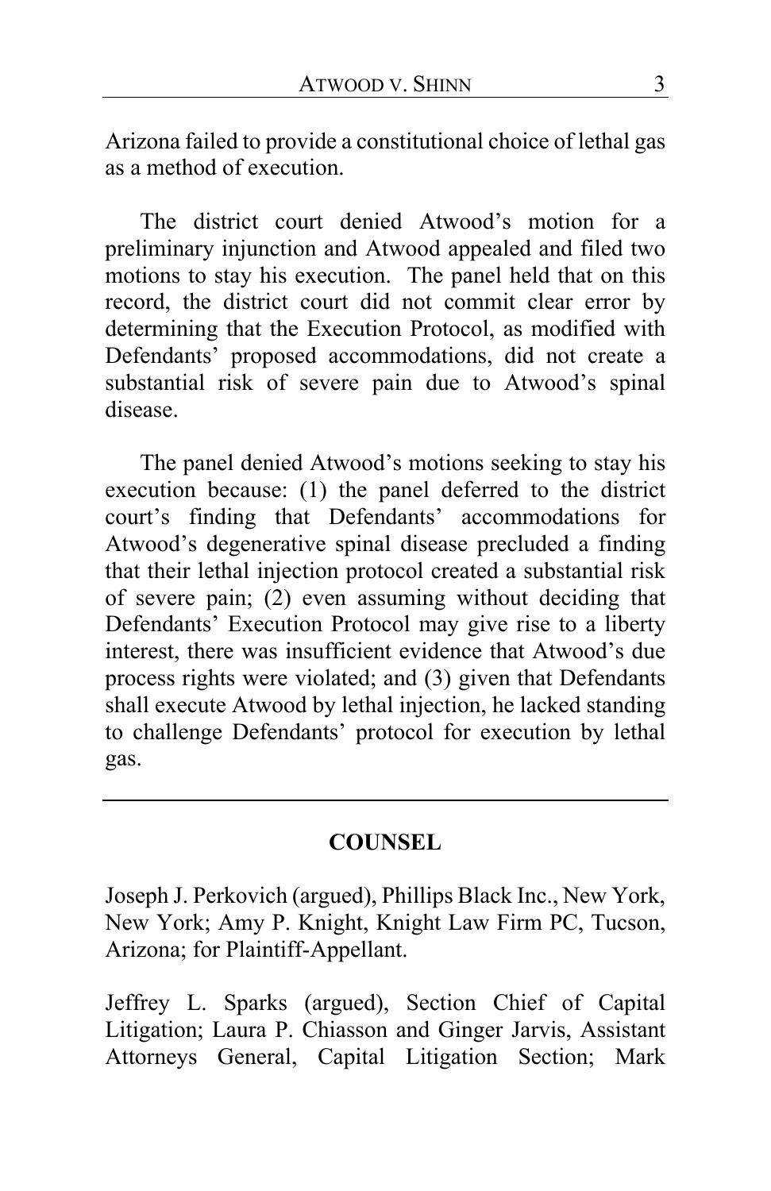Arizona failed to provide a constitutional choice of lethal gas as a method of execution.

The district court denied Atwood's motion for a preliminary injunction and Atwood appealed and filed two motions to stay his execution. The panel held that on this record, the district court did not commit clear error by determining that the Execution Protocol, as modified with Defendants' proposed accommodations, did not create a substantial risk of severe pain due to Atwood's spinal disease.

The panel denied Atwood's motions seeking to stay his execution because: (1) the panel deferred to the district court's finding that Defendants' accommodations for Atwood's degenerative spinal disease precluded a finding that their lethal injection protocol created a substantial risk of severe pain; (2) even assuming without deciding that Defendants' Execution Protocol may give rise to a liberty interest, there was insufficient evidence that Atwood's due process rights were violated; and (3) given that Defendants shall execute Atwood by lethal injection, he lacked standing to challenge Defendants' protocol for execution by lethal gas.

---

## COUNSEL

Joseph J. Perkovich (argued), Phillips Black Inc., New York, New York; Amy P. Knight, Knight Law Firm PC, Tucson, Arizona; for Plaintiff-Appellant.

Jeffrey L. Sparks (argued), Section Chief of Capital Litigation; Laura P. Chiasson and Ginger Jarvis, Assistant Attorneys General, Capital Litigation Section; Mark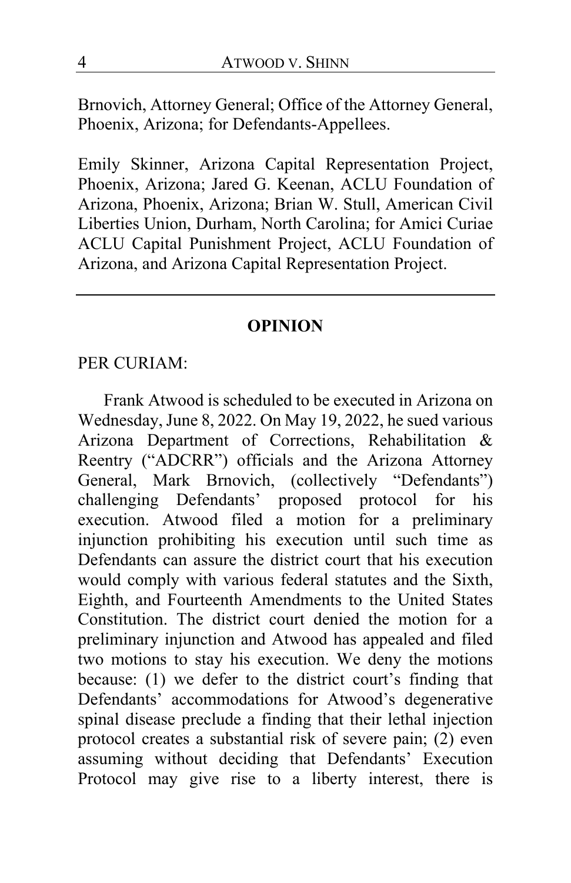Brnovich, Attorney General; Office of the Attorney General, Phoenix, Arizona; for Defendants-Appellees.

Emily Skinner, Arizona Capital Representation Project, Phoenix, Arizona; Jared G. Keenan, ACLU Foundation of Arizona, Phoenix, Arizona; Brian W. Stull, American Civil Liberties Union, Durham, North Carolina; for Amici Curiae ACLU Capital Punishment Project, ACLU Foundation of Arizona, and Arizona Capital Representation Project.

---

## OPINION

PER CURIAM:

Frank Atwood is scheduled to be executed in Arizona on Wednesday, June 8, 2022. On May 19, 2022, he sued various Arizona Department of Corrections, Rehabilitation & Reentry ("ADCRR") officials and the Arizona Attorney General, Mark Brnovich, (collectively "Defendants") challenging Defendants' proposed protocol for his execution. Atwood filed a motion for a preliminary injunction prohibiting his execution until such time as Defendants can assure the district court that his execution would comply with various federal statutes and the Sixth, Eighth, and Fourteenth Amendments to the United States Constitution. The district court denied the motion for a preliminary injunction and Atwood has appealed and filed two motions to stay his execution. We deny the motions because: (1) we defer to the district court's finding that Defendants' accommodations for Atwood's degenerative spinal disease preclude a finding that their lethal injection protocol creates a substantial risk of severe pain; (2) even assuming without deciding that Defendants' Execution Protocol may give rise to a liberty interest, there is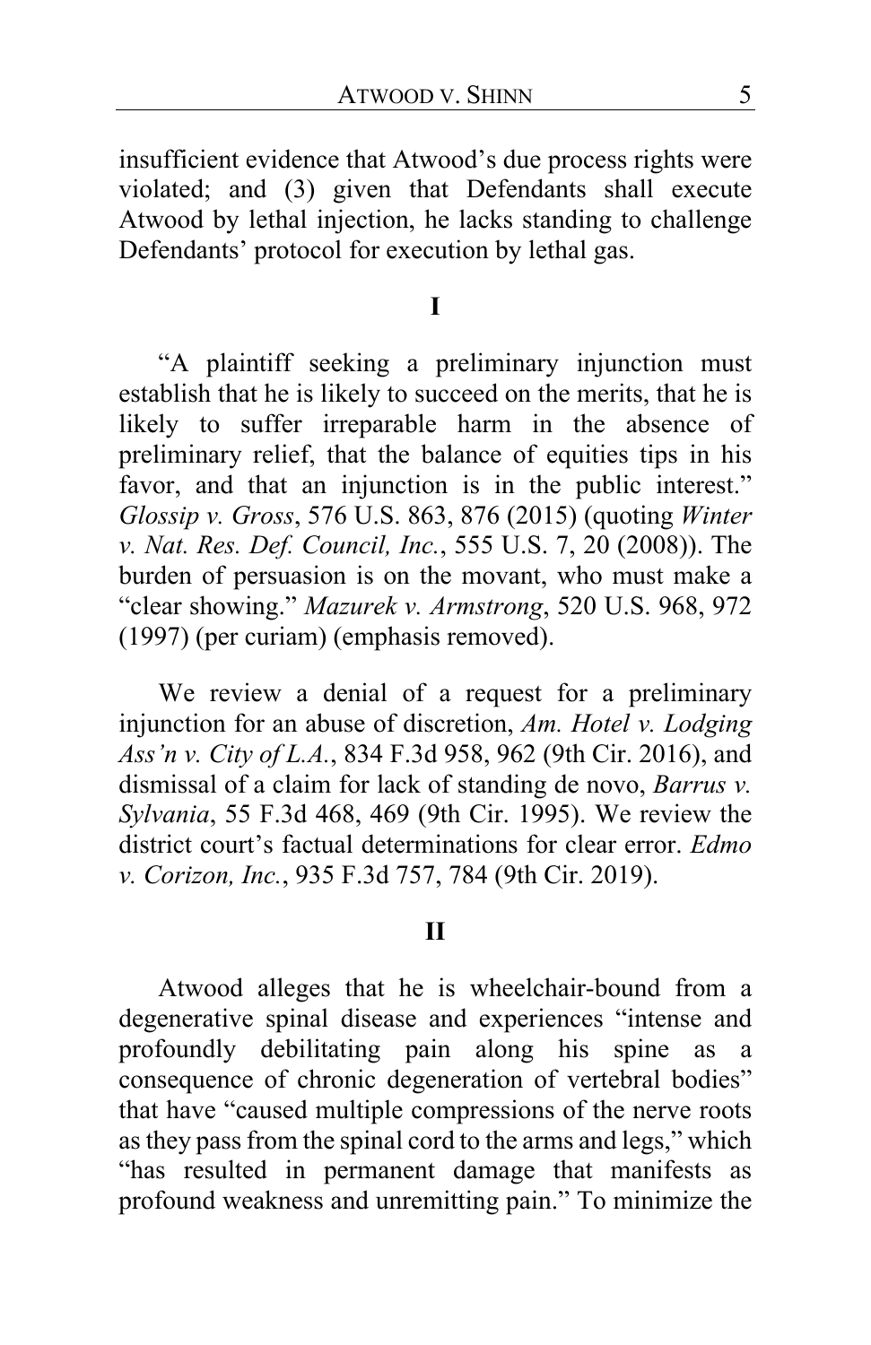insufficient evidence that Atwood's due process rights were violated; and (3) given that Defendants shall execute Atwood by lethal injection, he lacks standing to challenge Defendants' protocol for execution by lethal gas.

## I

"A plaintiff seeking a preliminary injunction must establish that he is likely to succeed on the merits, that he is likely to suffer irreparable harm in the absence of preliminary relief, that the balance of equities tips in his favor, and that an injunction is in the public interest." *Glossip v. Gross*, 576 U.S. 863, 876 (2015) (quoting *Winter v. Nat. Res. Def. Council, Inc.*, 555 U.S. 7, 20 (2008)). The burden of persuasion is on the movant, who must make a "clear showing." *Mazurek v. Armstrong*, 520 U.S. 968, 972 (1997) (per curiam) (emphasis removed).

We review a denial of a request for a preliminary injunction for an abuse of discretion, *Am. Hotel v. Lodging Ass'n v. City of L.A.*, 834 F.3d 958, 962 (9th Cir. 2016), and dismissal of a claim for lack of standing de novo, *Barrus v. Sylvania*, 55 F.3d 468, 469 (9th Cir. 1995). We review the district court's factual determinations for clear error. *Edmo v. Corizon, Inc.*, 935 F.3d 757, 784 (9th Cir. 2019).

## II

Atwood alleges that he is wheelchair-bound from a degenerative spinal disease and experiences "intense and profoundly debilitating pain along his spine as a consequence of chronic degeneration of vertebral bodies" that have "caused multiple compressions of the nerve roots as they pass from the spinal cord to the arms and legs," which "has resulted in permanent damage that manifests as profound weakness and unremitting pain." To minimize the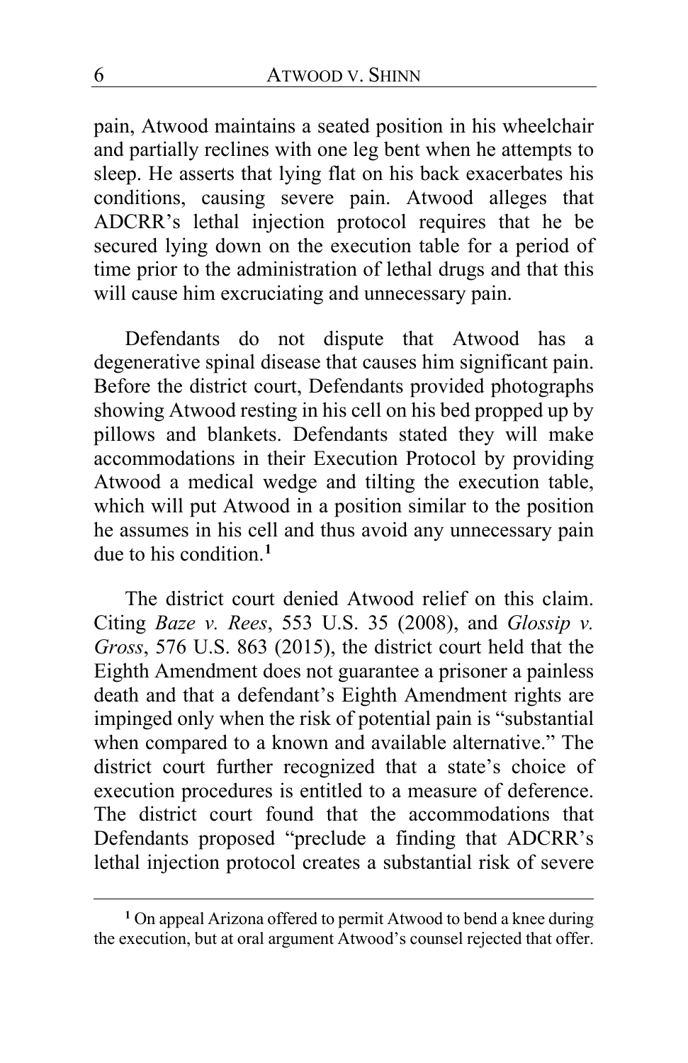pain, Atwood maintains a seated position in his wheelchair and partially reclines with one leg bent when he attempts to sleep. He asserts that lying flat on his back exacerbates his conditions, causing severe pain. Atwood alleges that ADCRR's lethal injection protocol requires that he be secured lying down on the execution table for a period of time prior to the administration of lethal drugs and that this will cause him excruciating and unnecessary pain.

Defendants do not dispute that Atwood has a degenerative spinal disease that causes him significant pain. Before the district court, Defendants provided photographs showing Atwood resting in his cell on his bed propped up by pillows and blankets. Defendants stated they will make accommodations in their Execution Protocol by providing Atwood a medical wedge and tilting the execution table, which will put Atwood in a position similar to the position he assumes in his cell and thus avoid any unnecessary pain due to his condition.[1]

The district court denied Atwood relief on this claim. Citing *Baze v. Rees*, 553 U.S. 35 (2008), and *Glossip v. Gross*, 576 U.S. 863 (2015), the district court held that the Eighth Amendment does not guarantee a prisoner a painless death and that a defendant's Eighth Amendment rights are impinged only when the risk of potential pain is "substantial when compared to a known and available alternative." The district court further recognized that a state's choice of execution procedures is entitled to a measure of deference. The district court found that the accommodations that Defendants proposed "preclude a finding that ADCRR's lethal injection protocol creates a substantial risk of severe

[1] On appeal Arizona offered to permit Atwood to bend a knee during the execution, but at oral argument Atwood's counsel rejected that offer.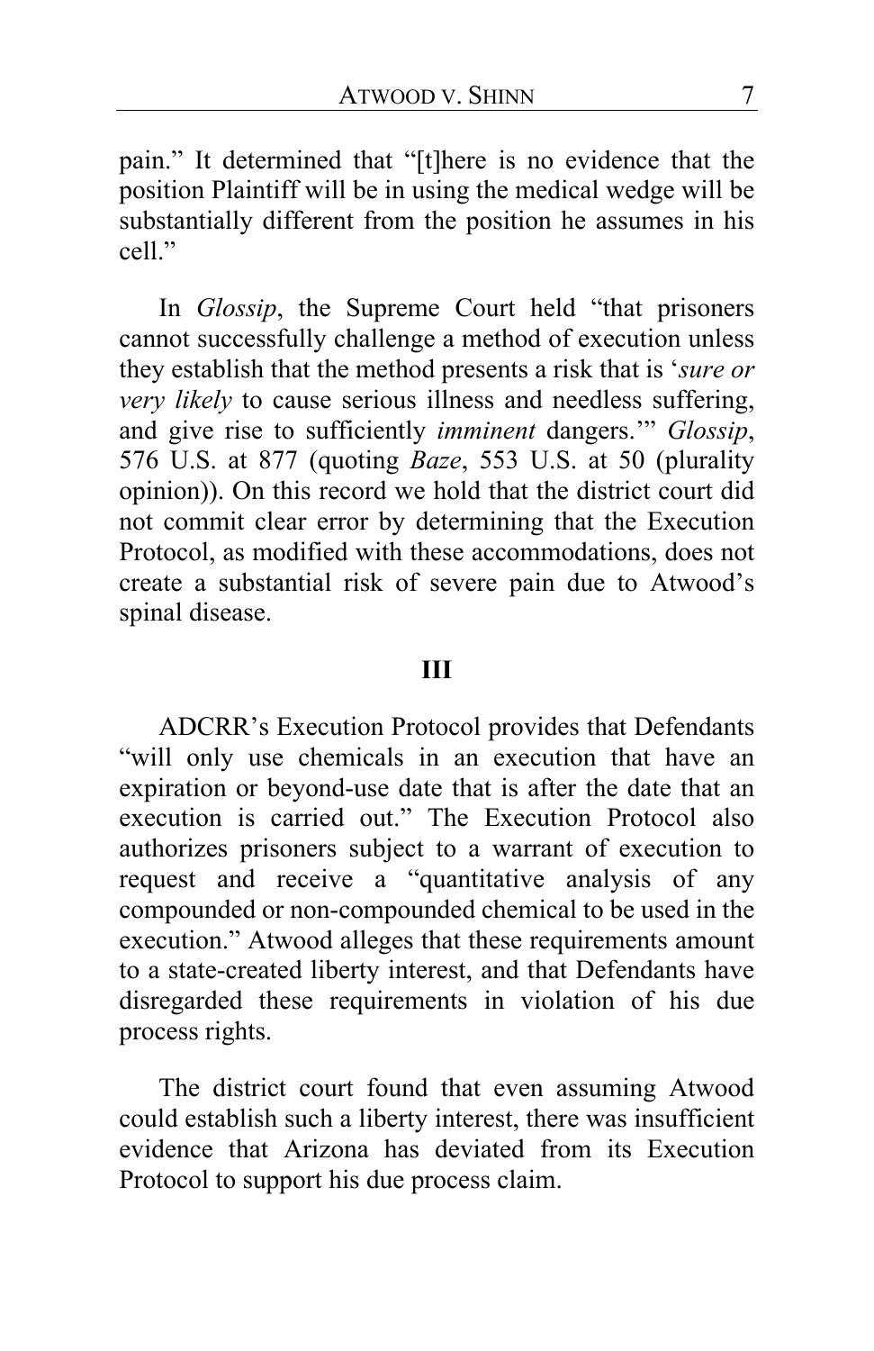pain." It determined that "[t]here is no evidence that the position Plaintiff will be in using the medical wedge will be substantially different from the position he assumes in his cell."

In *Glossip*, the Supreme Court held "that prisoners cannot successfully challenge a method of execution unless they establish that the method presents a risk that is '*sure or very likely* to cause serious illness and needless suffering, and give rise to sufficiently *imminent* dangers.'" *Glossip*, 576 U.S. at 877 (quoting *Baze*, 553 U.S. at 50 (plurality opinion)). On this record we hold that the district court did not commit clear error by determining that the Execution Protocol, as modified with these accommodations, does not create a substantial risk of severe pain due to Atwood's spinal disease.

## III

ADCRR's Execution Protocol provides that Defendants "will only use chemicals in an execution that have an expiration or beyond-use date that is after the date that an execution is carried out." The Execution Protocol also authorizes prisoners subject to a warrant of execution to request and receive a "quantitative analysis of any compounded or non-compounded chemical to be used in the execution." Atwood alleges that these requirements amount to a state-created liberty interest, and that Defendants have disregarded these requirements in violation of his due process rights.

The district court found that even assuming Atwood could establish such a liberty interest, there was insufficient evidence that Arizona has deviated from its Execution Protocol to support his due process claim.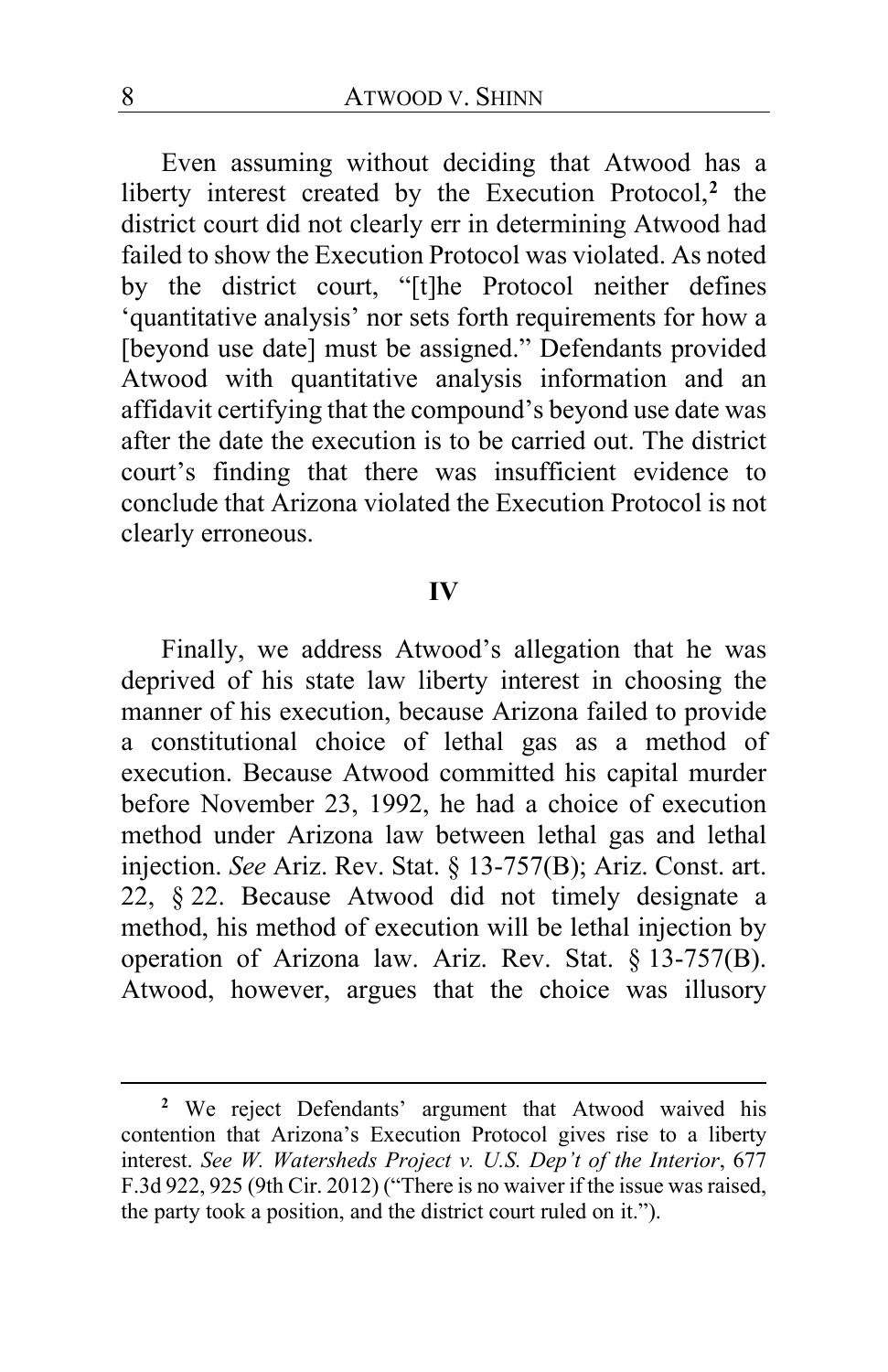Even assuming without deciding that Atwood has a liberty interest created by the Execution Protocol,[2] the district court did not clearly err in determining Atwood had failed to show the Execution Protocol was violated. As noted by the district court, "[t]he Protocol neither defines 'quantitative analysis' nor sets forth requirements for how a [beyond use date] must be assigned." Defendants provided Atwood with quantitative analysis information and an affidavit certifying that the compound's beyond use date was after the date the execution is to be carried out. The district court's finding that there was insufficient evidence to conclude that Arizona violated the Execution Protocol is not clearly erroneous.

## IV

Finally, we address Atwood's allegation that he was deprived of his state law liberty interest in choosing the manner of his execution, because Arizona failed to provide a constitutional choice of lethal gas as a method of execution. Because Atwood committed his capital murder before November 23, 1992, he had a choice of execution method under Arizona law between lethal gas and lethal injection. *See* Ariz. Rev. Stat. § 13-757(B); Ariz. Const. art. 22, § 22. Because Atwood did not timely designate a method, his method of execution will be lethal injection by operation of Arizona law. Ariz. Rev. Stat. § 13-757(B). Atwood, however, argues that the choice was illusory

---

[2] We reject Defendants' argument that Atwood waived his contention that Arizona's Execution Protocol gives rise to a liberty interest. *See W. Watersheds Project v. U.S. Dep't of the Interior*, 677 F.3d 922, 925 (9th Cir. 2012) ("There is no waiver if the issue was raised, the party took a position, and the district court ruled on it.").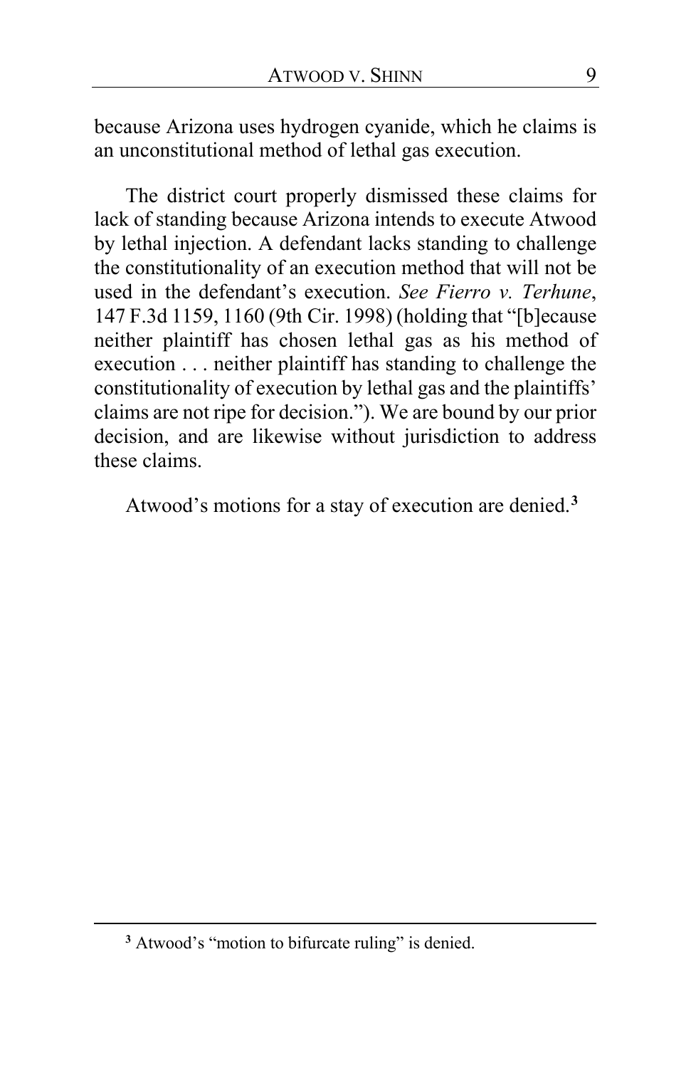because Arizona uses hydrogen cyanide, which he claims is an unconstitutional method of lethal gas execution.

The district court properly dismissed these claims for lack of standing because Arizona intends to execute Atwood by lethal injection. A defendant lacks standing to challenge the constitutionality of an execution method that will not be used in the defendant's execution. *See Fierro v. Terhune*, 147 F.3d 1159, 1160 (9th Cir. 1998) (holding that "[b]ecause neither plaintiff has chosen lethal gas as his method of execution . . . neither plaintiff has standing to challenge the constitutionality of execution by lethal gas and the plaintiffs' claims are not ripe for decision."). We are bound by our prior decision, and are likewise without jurisdiction to address these claims.

Atwood's motions for a stay of execution are denied.[3]

---

[3] Atwood's "motion to bifurcate ruling" is denied.